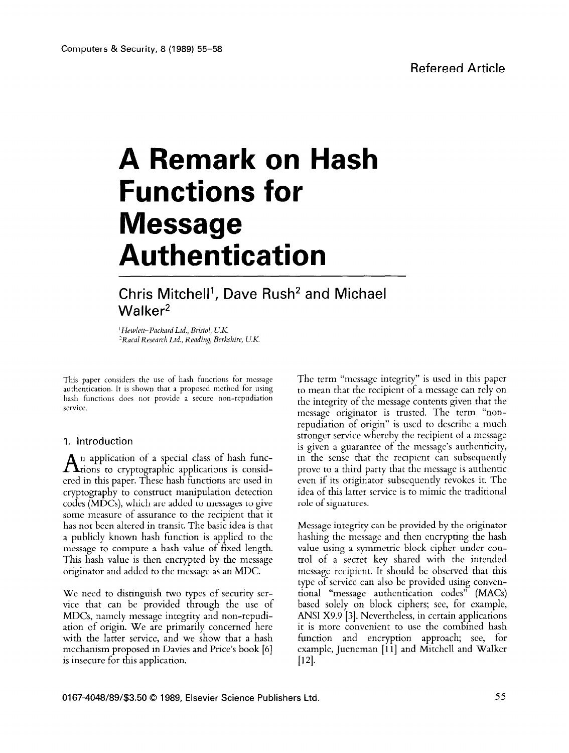Refereed Article

# A Remark on Hash Functions for Message Authentication

## Chris Mitchell[1], Dave Rush[2] and Michael Walker[2]

[1] *Hewlett-Packard Ltd., Bristol, U.K.*
[2] *Racal Research Ltd., Reading, Berkshire, U.K.*

This paper considers the use of hash functions for message authentication. It is shown that a proposed method for using hash functions does not provide a secure non-repudiation service.

### 1. Introduction

An application of a special class of hash functions to cryptographic applications is considered in this paper. These hash functions are used in cryptography to construct manipulation detection codes (MDCs), which are added to messages to give some measure of assurance to the recipient that it has not been altered in transit. The basic idea is that a publicly known hash function is applied to the message to compute a hash value of fixed length. This hash value is then encrypted by the message originator and added to the message as an MDC.

We need to distinguish two types of security service that can be provided through the use of MDCs, namely message integrity and non-repudiation of origin. We are primarily concerned here with the latter service, and we show that a hash mechanism proposed in Davies and Price's book [6] is insecure for this application.

The term "message integrity" is used in this paper to mean that the recipient of a message can rely on the integrity of the message contents given that the message originator is trusted. The term "non-repudiation of origin" is used to describe a much stronger service whereby the recipient of a message is given a guarantee of the message's authenticity, in the sense that the recipient can subsequently prove to a third party that the message is authentic even if its originator subsequently revokes it. The idea of this latter service is to mimic the traditional role of signatures.

Message integrity can be provided by the originator hashing the message and then encrypting the hash value using a symmetric block cipher under control of a secret key shared with the intended message recipient. It should be observed that this type of service can also be provided using conventional "message authentication codes" (MACs) based solely on block ciphers; see, for example, ANSI X9.9 [3]. Nevertheless, in certain applications it is more convenient to use the combined hash function and encryption approach; see, for example, Jueneman [11] and Mitchell and Walker [12].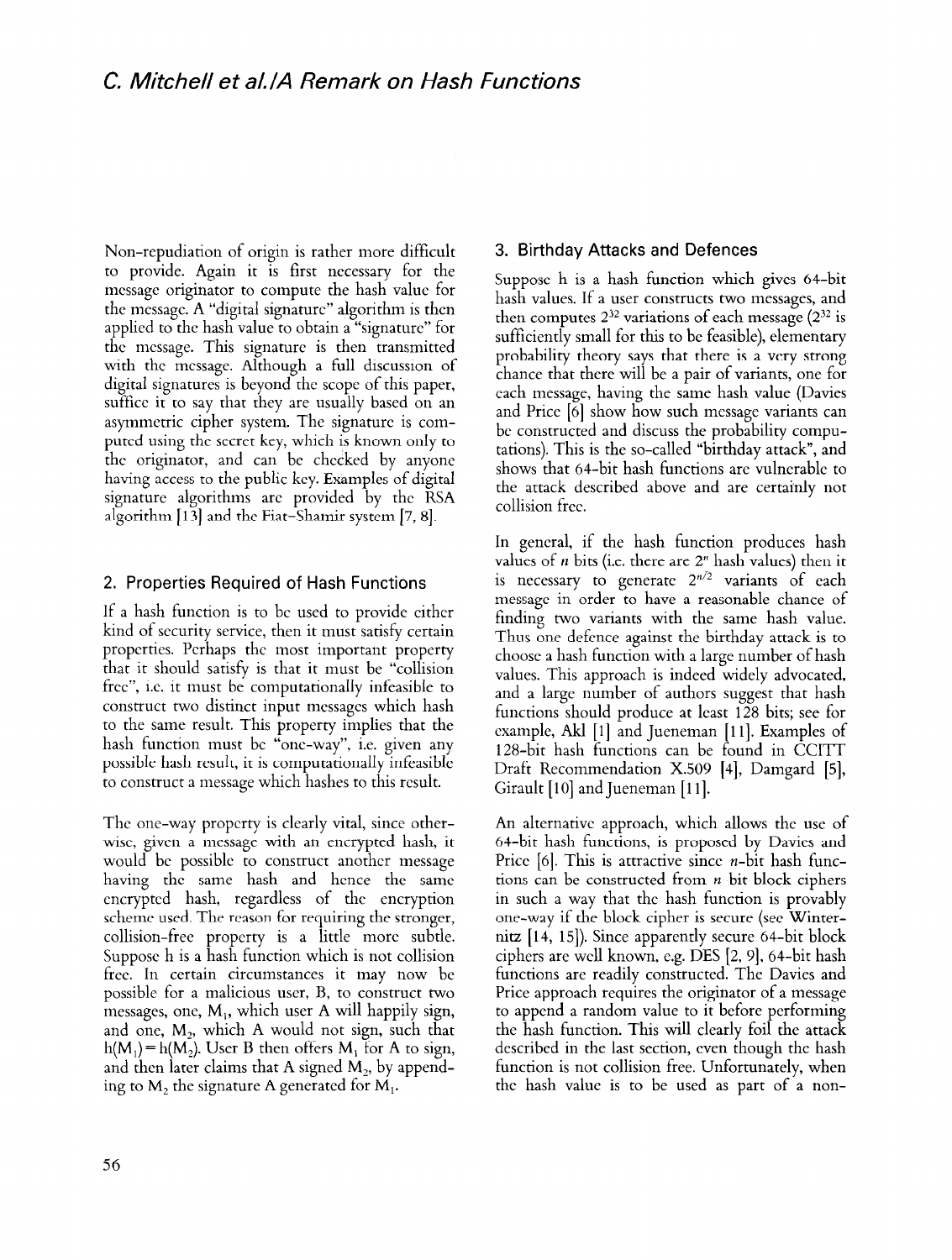Non-repudiation of origin is rather more difficult to provide. Again it is first necessary for the message originator to compute the hash value for the message. A "digital signature" algorithm is then applied to the hash value to obtain a "signature" for the message. This signature is then transmitted with the message. Although a full discussion of digital signatures is beyond the scope of this paper, suffice it to say that they are usually based on an asymmetric cipher system. The signature is computed using the secret key, which is known only to the originator, and can be checked by anyone having access to the public key. Examples of digital signature algorithms are provided by the RSA algorithm [13] and the Fiat–Shamir system [7, 8].

## 2. Properties Required of Hash Functions

If a hash function is to be used to provide either kind of security service, then it must satisfy certain properties. Perhaps the most important property that it should satisfy is that it must be "collision free", i.e. it must be computationally infeasible to construct two distinct input messages which hash to the same result. This property implies that the hash function must be "one-way", i.e. given any possible hash result, it is computationally infeasible to construct a message which hashes to this result.

The one-way property is clearly vital, since otherwise, given a message with an encrypted hash, it would be possible to construct another message having the same hash and hence the same encrypted hash, regardless of the encryption scheme used. The reason for requiring the stronger, collision-free property is a little more subtle. Suppose h is a hash function which is not collision free. In certain circumstances it may now be possible for a malicious user, B, to construct two messages, one, $M_1$, which user A will happily sign, and one, $M_2$, which A would not sign, such that $h(M_1) = h(M_2)$. User B then offers $M_1$ for A to sign, and then later claims that A signed $M_2$, by appending to $M_2$ the signature A generated for $M_1$.

## 3. Birthday Attacks and Defences

Suppose h is a hash function which gives 64-bit hash values. If a user constructs two messages, and then computes $2^{32}$ variations of each message ($2^{32}$ is sufficiently small for this to be feasible), elementary probability theory says that there is a very strong chance that there will be a pair of variants, one for each message, having the same hash value (Davies and Price [6] show how such message variants can be constructed and discuss the probability computations). This is the so-called "birthday attack", and shows that 64-bit hash functions are vulnerable to the attack described above and are certainly not collision free.

In general, if the hash function produces hash values of $n$ bits (i.e. there are $2^n$ hash values) then it is necessary to generate $2^{n/2}$ variants of each message in order to have a reasonable chance of finding two variants with the same hash value. Thus one defence against the birthday attack is to choose a hash function with a large number of hash values. This approach is indeed widely advocated, and a large number of authors suggest that hash functions should produce at least 128 bits; see for example, Akl [1] and Jueneman [11]. Examples of 128-bit hash functions can be found in CCITT Draft Recommendation X.509 [4], Damgard [5], Girault [10] and Jueneman [11].

An alternative approach, which allows the use of 64-bit hash functions, is proposed by Davies and Price [6]. This is attractive since $n$-bit hash functions can be constructed from $n$ bit block ciphers in such a way that the hash function is provably one-way if the block cipher is secure (see Winternitz [14, 15]). Since apparently secure 64-bit block ciphers are well known, e.g. DES [2, 9], 64-bit hash functions are readily constructed. The Davies and Price approach requires the originator of a message to append a random value to it before performing the hash function. This will clearly foil the attack described in the last section, even though the hash function is not collision free. Unfortunately, when the hash value is to be used as part of a non-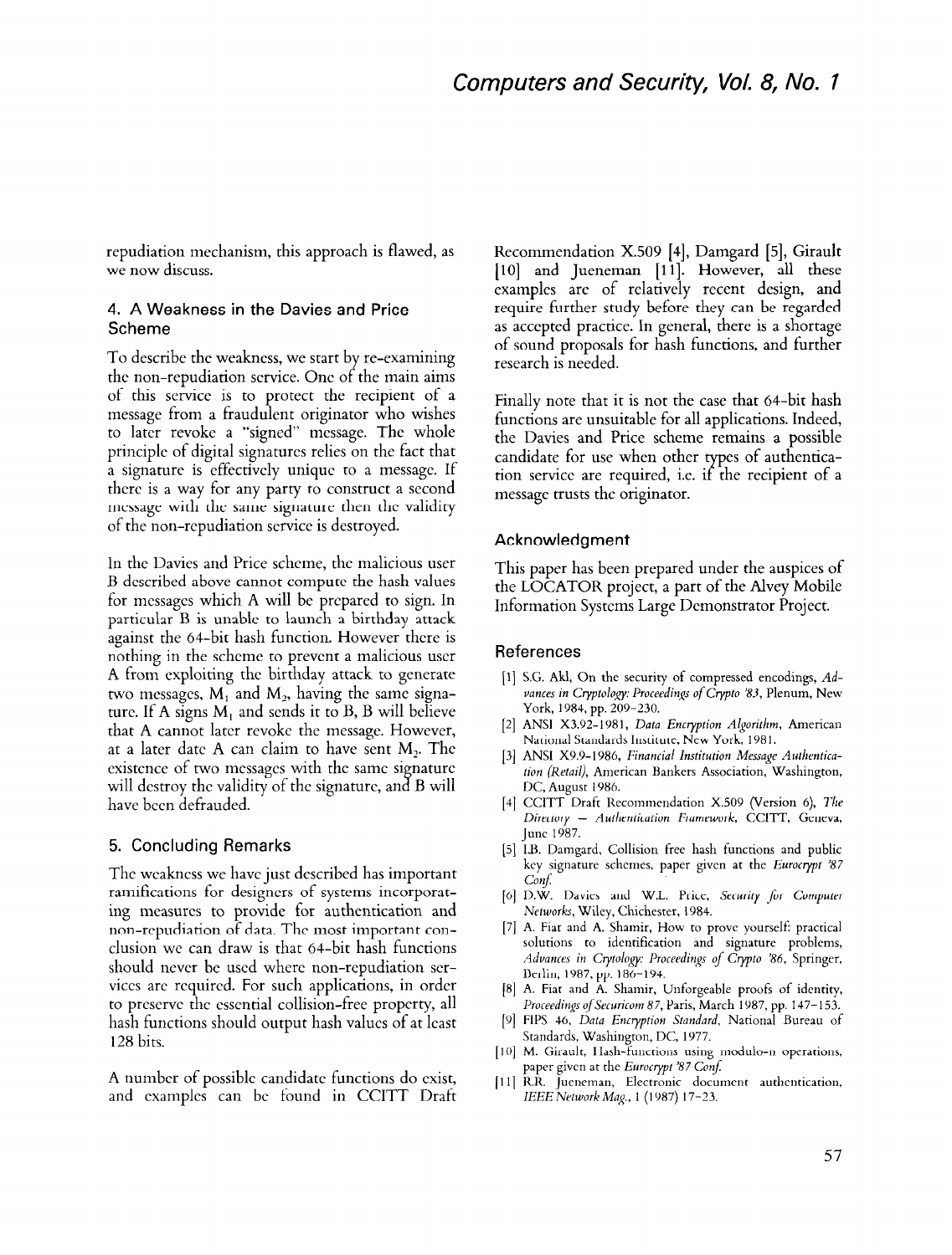repudiation mechanism, this approach is flawed, as we now discuss.

## 4. A Weakness in the Davies and Price Scheme

To describe the weakness, we start by re-examining the non-repudiation service. One of the main aims of this service is to protect the recipient of a message from a fraudulent originator who wishes to later revoke a "signed" message. The whole principle of digital signatures relies on the fact that a signature is effectively unique to a message. If there is a way for any party to construct a second message with the same signature then the validity of the non-repudiation service is destroyed.

In the Davies and Price scheme, the malicious user B described above cannot compute the hash values for messages which A will be prepared to sign. In particular B is unable to launch a birthday attack against the 64-bit hash function. However there is nothing in the scheme to prevent a malicious user A from exploiting the birthday attack to generate two messages, $M_1$ and $M_2$, having the same signature. If A signs $M_1$ and sends it to B, B will believe that A cannot later revoke the message. However, at a later date A can claim to have sent $M_2$. The existence of two messages with the same signature will destroy the validity of the signature, and B will have been defrauded.

## 5. Concluding Remarks

The weakness we have just described has important ramifications for designers of systems incorporating measures to provide for authentication and non-repudiation of data. The most important conclusion we can draw is that 64-bit hash functions should never be used where non-repudiation services are required. For such applications, in order to preserve the essential collision-free property, all hash functions should output hash values of at least 128 bits.

A number of possible candidate functions do exist, and examples can be found in CCITT Draft Recommendation X.509 [4], Damgard [5], Girault [10] and Jueneman [11]. However, all these examples are of relatively recent design, and require further study before they can be regarded as accepted practice. In general, there is a shortage of sound proposals for hash functions, and further research is needed.

Finally note that it is not the case that 64-bit hash functions are unsuitable for all applications. Indeed, the Davies and Price scheme remains a possible candidate for use when other types of authentication service are required, i.e. if the recipient of a message trusts the originator.

### Acknowledgment

This paper has been prepared under the auspices of the LOCATOR project, a part of the Alvey Mobile Information Systems Large Demonstrator Project.

### References

[1] S.G. Akl, On the security of compressed encodings, *Advances in Cryptology: Proceedings of Crypto '83*, Plenum, New York, 1984, pp. 209–230.

[2] ANSI X3.92-1981, *Data Encryption Algorithm*, American National Standards Institute, New York, 1981.

[3] ANSI X9.9-1986, *Financial Institution Message Authentication (Retail)*, American Bankers Association, Washington, DC, August 1986.

[4] CCITT Draft Recommendation X.509 (Version 6), *The Directory — Authentication Framework*, CCITT, Geneva, June 1987.

[5] I.B. Damgard, Collision free hash functions and public key signature schemes, paper given at the *Eurocrypt '87 Conf.*

[6] D.W. Davies and W.L. Price, *Security for Computer Networks*, Wiley, Chichester, 1984.

[7] A. Fiat and A. Shamir, How to prove yourself: practical solutions to identification and signature problems, *Advances in Cryptology: Proceedings of Crypto '86*, Springer, Berlin, 1987, pp. 186–194.

[8] A. Fiat and A. Shamir, Unforgeable proofs of identity, *Proceedings of Securicom 87*, Paris, March 1987, pp. 147–153.

[9] FIPS 46, *Data Encryption Standard*, National Bureau of Standards, Washington, DC, 1977.

[10] M. Girault, Hash-functions using modulo-n operations, paper given at the *Eurocrypt '87 Conf.*

[11] R.R. Jueneman, Electronic document authentication, *IEEE Network Mag.*, 1 (1987) 17–23.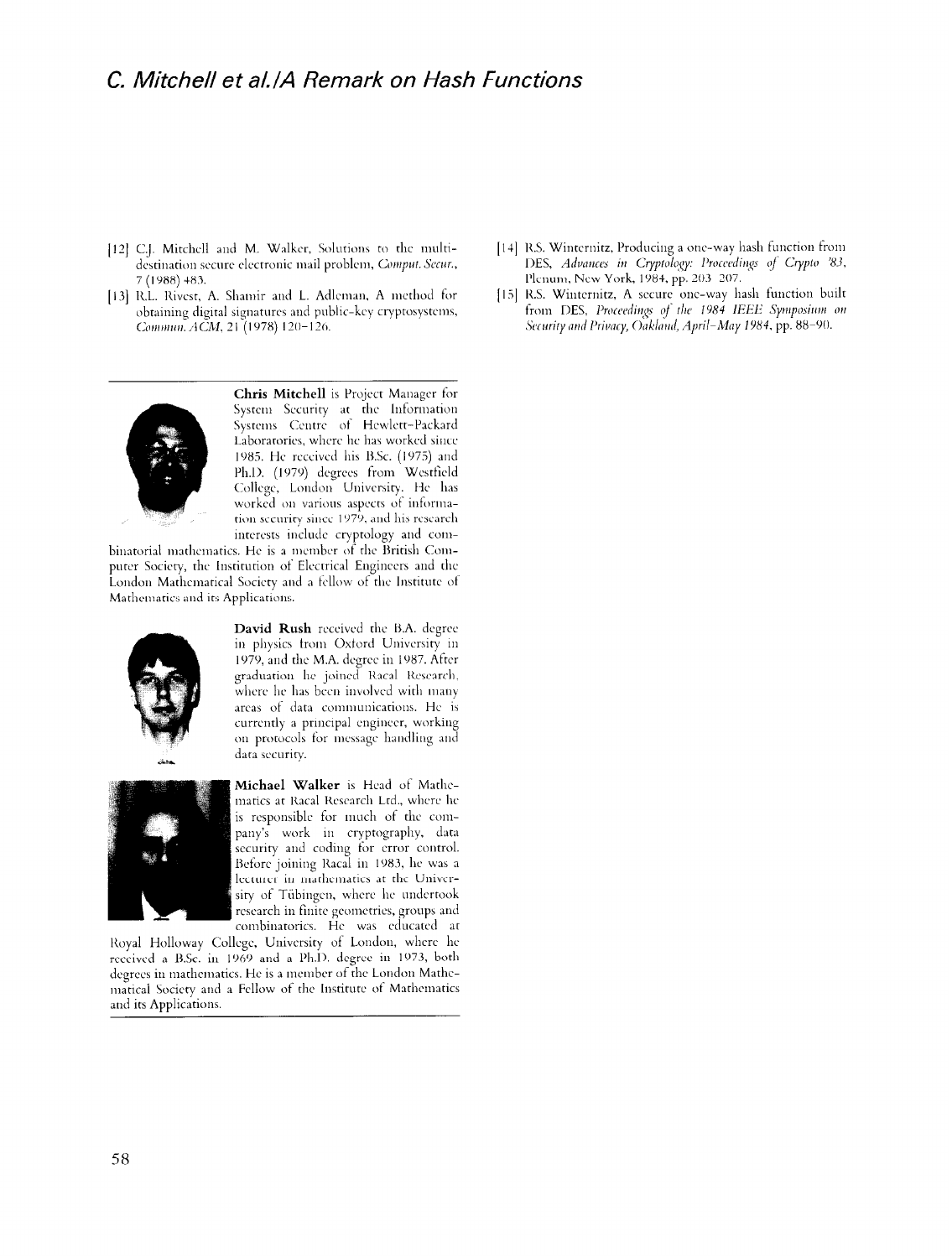[12] C.J. Mitchell and M. Walker, Solutions to the multi-destination secure electronic mail problem, *Comput. Secur.*, 7 (1988) 483.

[13] R.L. Rivest, A. Shamir and L. Adleman, A method for obtaining digital signatures and public-key cryptosystems, *Commun. ACM*, 21 (1978) 120–126.

[14] R.S. Winternitz, Producing a one-way hash function from DES, *Advances in Cryptology: Proceedings of Crypto '83*, Plenum, New York, 1984, pp. 203–207.

[15] R.S. Winternitz, A secure one-way hash function built from DES, *Proceedings of the 1984 IEEE Symposium on Security and Privacy, Oakland, April–May 1984*, pp. 88–90.

**Chris Mitchell** is Project Manager for System Security at the Information Systems Centre of Hewlett-Packard Laboratories, where he has worked since 1985. He received his B.Sc. (1975) and Ph.D. (1979) degrees from Westfield College, London University. He has worked on various aspects of information security since 1979, and his research interests include cryptology and combinatorial mathematics. He is a member of the British Computer Society, the Institution of Electrical Engineers and the London Mathematical Society and a fellow of the Institute of Mathematics and its Applications.

**David Rush** received the B.A. degree in physics from Oxford University in 1979, and the M.A. degree in 1987. After graduation he joined Racal Research, where he has been involved with many areas of data communications. He is currently a principal engineer, working on protocols for message handling and data security.

**Michael Walker** is Head of Mathematics at Racal Research Ltd., where he is responsible for much of the company's work in cryptography, data security and coding for error control. Before joining Racal in 1983, he was a lecturer in mathematics at the University of Tübingen, where he undertook research in finite geometries, groups and combinatorics. He was educated at Royal Holloway College, University of London, where he received a B.Sc. in 1969 and a Ph.D. degree in 1973, both degrees in mathematics. He is a member of the London Mathematical Society and a Fellow of the Institute of Mathematics and its Applications.